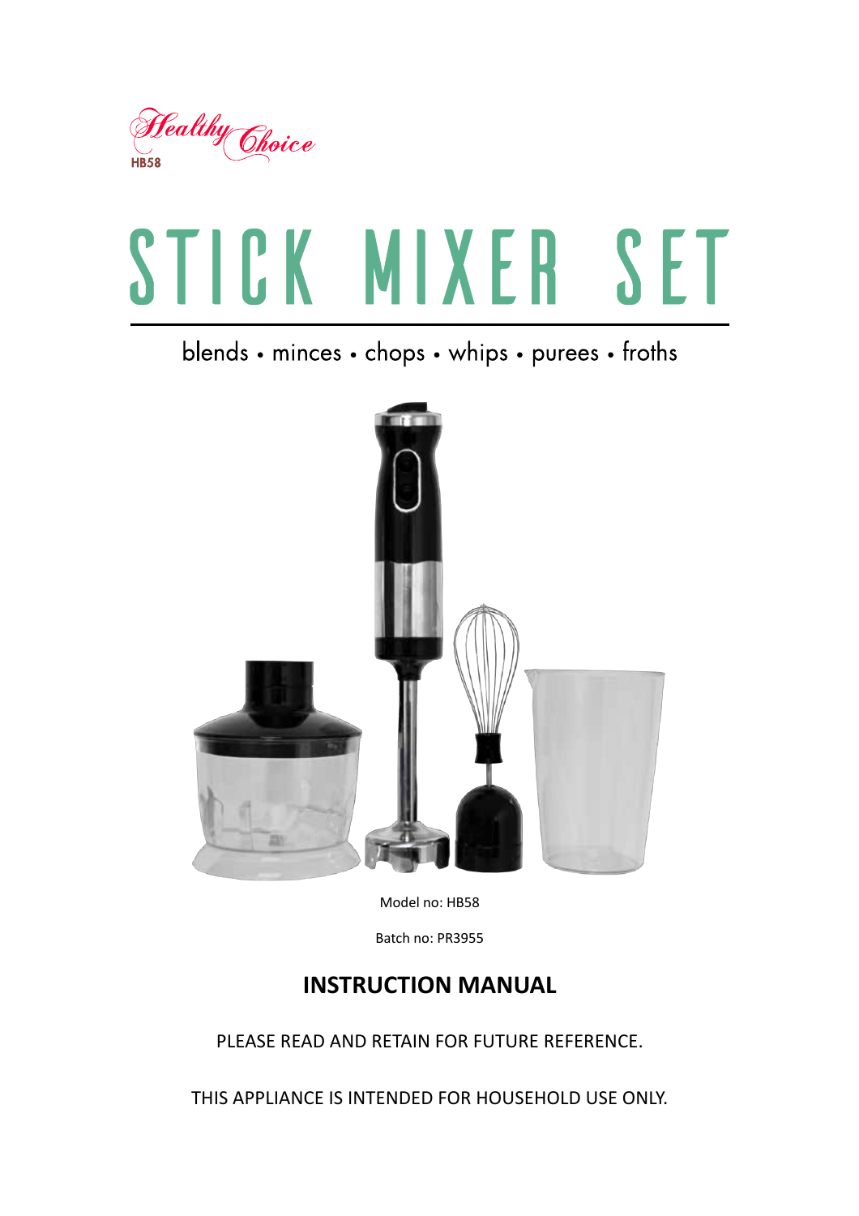Healthy Choice

HB58

# STICK MIXER SET

blends • minces • chops • whips • purees • froths

Model no: HB58

Batch no: PR3955

## INSTRUCTION MANUAL

PLEASE READ AND RETAIN FOR FUTURE REFERENCE.

THIS APPLIANCE IS INTENDED FOR HOUSEHOLD USE ONLY.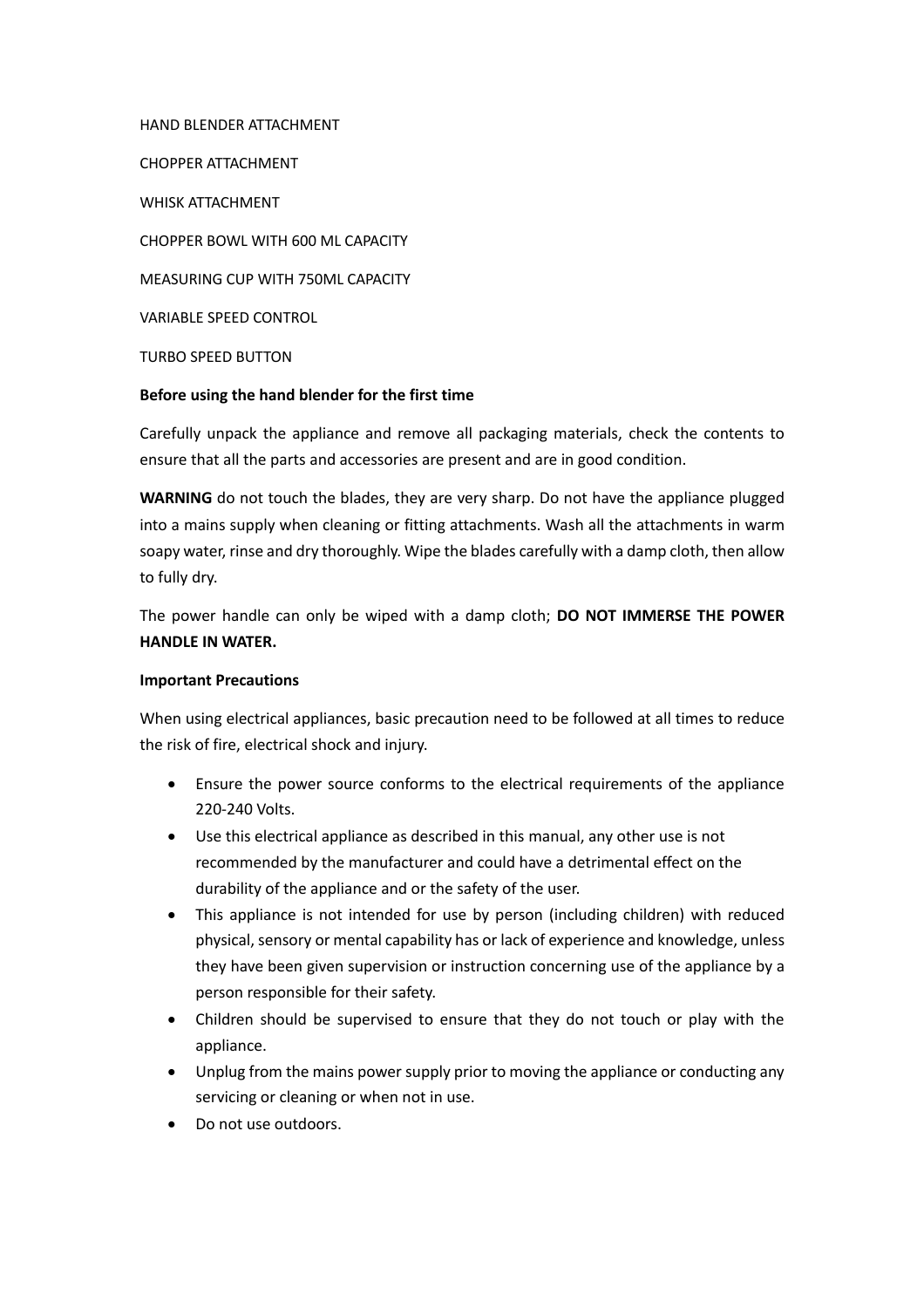HAND BLENDER ATTACHMENT

CHOPPER ATTACHMENT

WHISK ATTACHMENT

CHOPPER BOWL WITH 600 ML CAPACITY

MEASURING CUP WITH 750ML CAPACITY

VARIABLE SPEED CONTROL

TURBO SPEED BUTTON

**Before using the hand blender for the first time**

Carefully unpack the appliance and remove all packaging materials, check the contents to ensure that all the parts and accessories are present and are in good condition.

**WARNING** do not touch the blades, they are very sharp. Do not have the appliance plugged into a mains supply when cleaning or fitting attachments. Wash all the attachments in warm soapy water, rinse and dry thoroughly. Wipe the blades carefully with a damp cloth, then allow to fully dry.

The power handle can only be wiped with a damp cloth; **DO NOT IMMERSE THE POWER HANDLE IN WATER.**

**Important Precautions**

When using electrical appliances, basic precaution need to be followed at all times to reduce the risk of fire, electrical shock and injury.

- Ensure the power source conforms to the electrical requirements of the appliance 220-240 Volts.
- Use this electrical appliance as described in this manual, any other use is not recommended by the manufacturer and could have a detrimental effect on the durability of the appliance and or the safety of the user.
- This appliance is not intended for use by person (including children) with reduced physical, sensory or mental capability has or lack of experience and knowledge, unless they have been given supervision or instruction concerning use of the appliance by a person responsible for their safety.
- Children should be supervised to ensure that they do not touch or play with the appliance.
- Unplug from the mains power supply prior to moving the appliance or conducting any servicing or cleaning or when not in use.
- Do not use outdoors.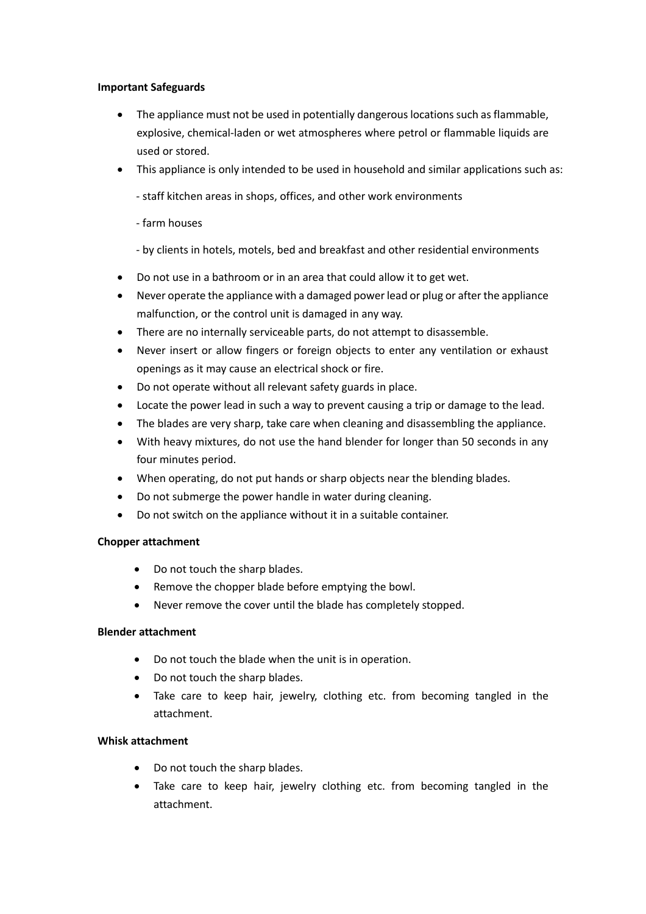**Important Safeguards**

- The appliance must not be used in potentially dangerous locations such as flammable, explosive, chemical-laden or wet atmospheres where petrol or flammable liquids are used or stored.
- This appliance is only intended to be used in household and similar applications such as:

  - staff kitchen areas in shops, offices, and other work environments

  - farm houses

  - by clients in hotels, motels, bed and breakfast and other residential environments

- Do not use in a bathroom or in an area that could allow it to get wet.
- Never operate the appliance with a damaged power lead or plug or after the appliance malfunction, or the control unit is damaged in any way.
- There are no internally serviceable parts, do not attempt to disassemble.
- Never insert or allow fingers or foreign objects to enter any ventilation or exhaust openings as it may cause an electrical shock or fire.
- Do not operate without all relevant safety guards in place.
- Locate the power lead in such a way to prevent causing a trip or damage to the lead.
- The blades are very sharp, take care when cleaning and disassembling the appliance.
- With heavy mixtures, do not use the hand blender for longer than 50 seconds in any four minutes period.
- When operating, do not put hands or sharp objects near the blending blades.
- Do not submerge the power handle in water during cleaning.
- Do not switch on the appliance without it in a suitable container.

**Chopper attachment**

- Do not touch the sharp blades.
- Remove the chopper blade before emptying the bowl.
- Never remove the cover until the blade has completely stopped.

**Blender attachment**

- Do not touch the blade when the unit is in operation.
- Do not touch the sharp blades.
- Take care to keep hair, jewelry, clothing etc. from becoming tangled in the attachment.

**Whisk attachment**

- Do not touch the sharp blades.
- Take care to keep hair, jewelry clothing etc. from becoming tangled in the attachment.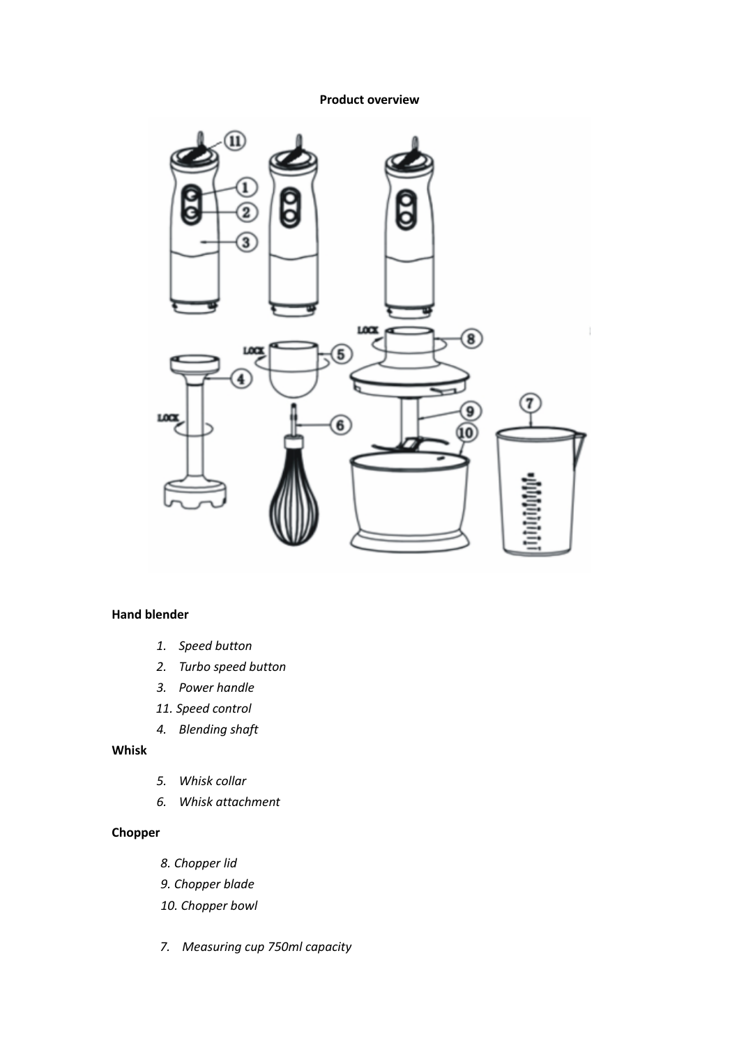**Product overview**

**Hand blender**

1. *Speed button*
2. *Turbo speed button*
3. *Power handle*
11. *Speed control*
4. *Blending shaft*

**Whisk**

5. *Whisk collar*
6. *Whisk attachment*

**Chopper**

8. *Chopper lid*
9. *Chopper blade*
10. *Chopper bowl*

7. *Measuring cup 750ml capacity*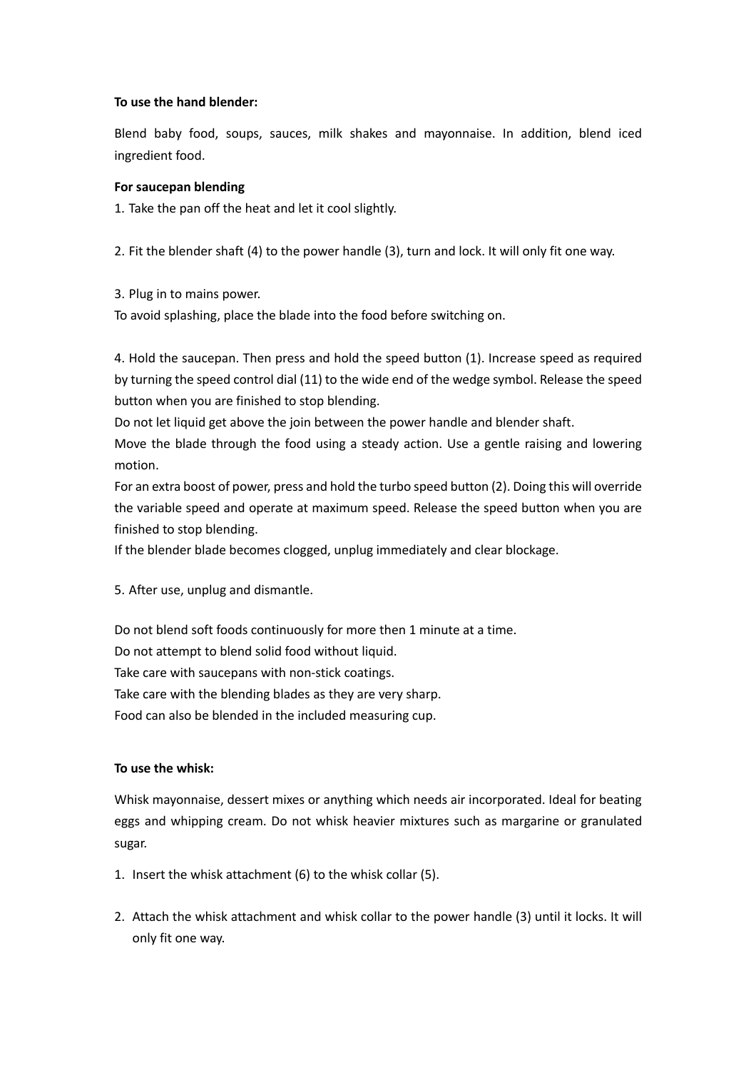**To use the hand blender:**

Blend baby food, soups, sauces, milk shakes and mayonnaise. In addition, blend iced ingredient food.

**For saucepan blending**

1. Take the pan off the heat and let it cool slightly.

2. Fit the blender shaft (4) to the power handle (3), turn and lock. It will only fit one way.

3. Plug in to mains power.
To avoid splashing, place the blade into the food before switching on.

4. Hold the saucepan. Then press and hold the speed button (1). Increase speed as required by turning the speed control dial (11) to the wide end of the wedge symbol. Release the speed button when you are finished to stop blending.
Do not let liquid get above the join between the power handle and blender shaft.
Move the blade through the food using a steady action. Use a gentle raising and lowering motion.
For an extra boost of power, press and hold the turbo speed button (2). Doing this will override the variable speed and operate at maximum speed. Release the speed button when you are finished to stop blending.
If the blender blade becomes clogged, unplug immediately and clear blockage.

5. After use, unplug and dismantle.

Do not blend soft foods continuously for more then 1 minute at a time.
Do not attempt to blend solid food without liquid.
Take care with saucepans with non-stick coatings.
Take care with the blending blades as they are very sharp.
Food can also be blended in the included measuring cup.

**To use the whisk:**

Whisk mayonnaise, dessert mixes or anything which needs air incorporated. Ideal for beating eggs and whipping cream. Do not whisk heavier mixtures such as margarine or granulated sugar.

1. Insert the whisk attachment (6) to the whisk collar (5).

2. Attach the whisk attachment and whisk collar to the power handle (3) until it locks. It will only fit one way.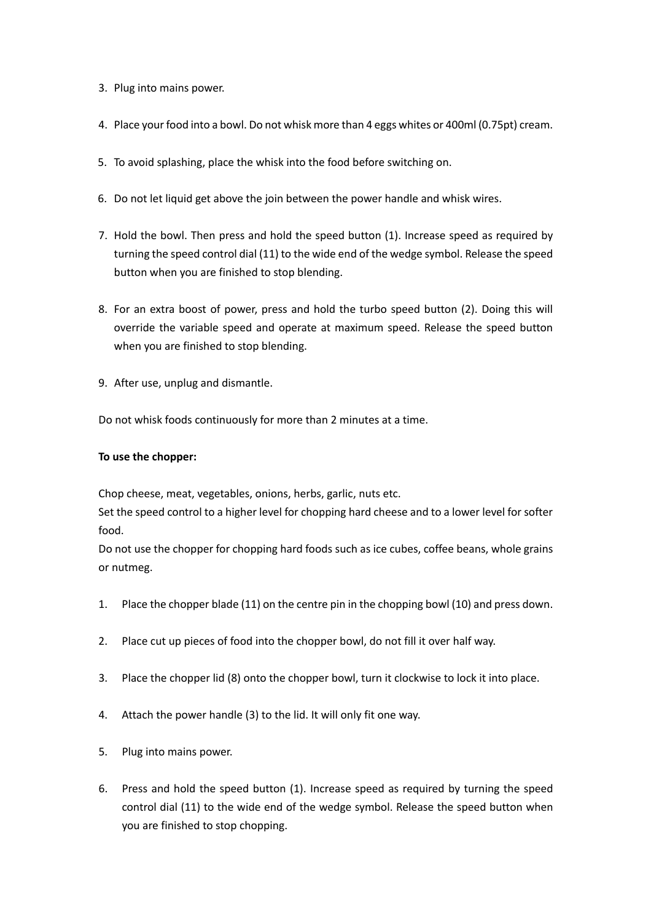3. Plug into mains power.

4. Place your food into a bowl. Do not whisk more than 4 eggs whites or 400ml (0.75pt) cream.

5. To avoid splashing, place the whisk into the food before switching on.

6. Do not let liquid get above the join between the power handle and whisk wires.

7. Hold the bowl. Then press and hold the speed button (1). Increase speed as required by turning the speed control dial (11) to the wide end of the wedge symbol. Release the speed button when you are finished to stop blending.

8. For an extra boost of power, press and hold the turbo speed button (2). Doing this will override the variable speed and operate at maximum speed. Release the speed button when you are finished to stop blending.

9. After use, unplug and dismantle.

Do not whisk foods continuously for more than 2 minutes at a time.

**To use the chopper:**

Chop cheese, meat, vegetables, onions, herbs, garlic, nuts etc.
Set the speed control to a higher level for chopping hard cheese and to a lower level for softer food.
Do not use the chopper for chopping hard foods such as ice cubes, coffee beans, whole grains or nutmeg.

1. Place the chopper blade (11) on the centre pin in the chopping bowl (10) and press down.

2. Place cut up pieces of food into the chopper bowl, do not fill it over half way.

3. Place the chopper lid (8) onto the chopper bowl, turn it clockwise to lock it into place.

4. Attach the power handle (3) to the lid. It will only fit one way.

5. Plug into mains power.

6. Press and hold the speed button (1). Increase speed as required by turning the speed control dial (11) to the wide end of the wedge symbol. Release the speed button when you are finished to stop chopping.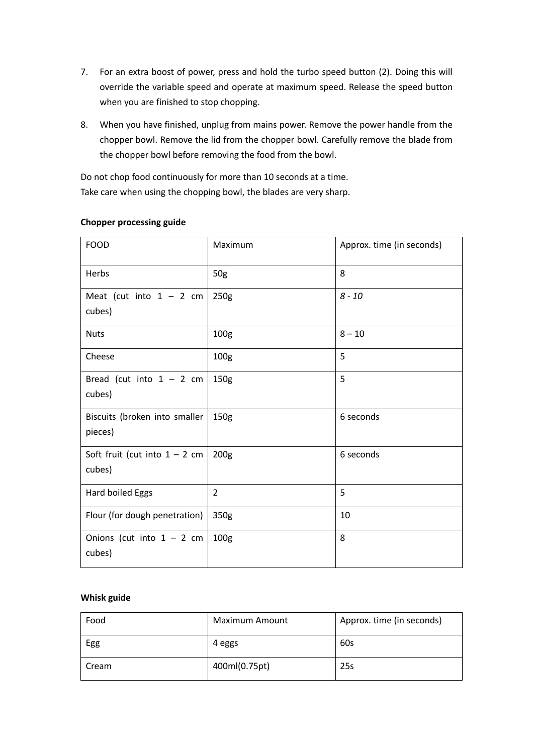7. For an extra boost of power, press and hold the turbo speed button (2). Doing this will override the variable speed and operate at maximum speed. Release the speed button when you are finished to stop chopping.

8. When you have finished, unplug from mains power. Remove the power handle from the chopper bowl. Remove the lid from the chopper bowl. Carefully remove the blade from the chopper bowl before removing the food from the bowl.

Do not chop food continuously for more than 10 seconds at a time.
Take care when using the chopping bowl, the blades are very sharp.

**Chopper processing guide**

| FOOD | Maximum | Approx. time (in seconds) |
|---|---|---|
| Herbs | 50g | 8 |
| Meat (cut into 1 – 2 cm cubes) | 250g | *8 - 10* |
| Nuts | 100g | 8 – 10 |
| Cheese | 100g | 5 |
| Bread (cut into 1 – 2 cm cubes) | 150g | 5 |
| Biscuits (broken into smaller pieces) | 150g | 6 seconds |
| Soft fruit (cut into 1 – 2 cm cubes) | 200g | 6 seconds |
| Hard boiled Eggs | 2 | 5 |
| Flour (for dough penetration) | 350g | 10 |
| Onions (cut into 1 – 2 cm cubes) | 100g | 8 |

**Whisk guide**

| Food | Maximum Amount | Approx. time (in seconds) |
|---|---|---|
| Egg | 4 eggs | 60s |
| Cream | 400ml(0.75pt) | 25s |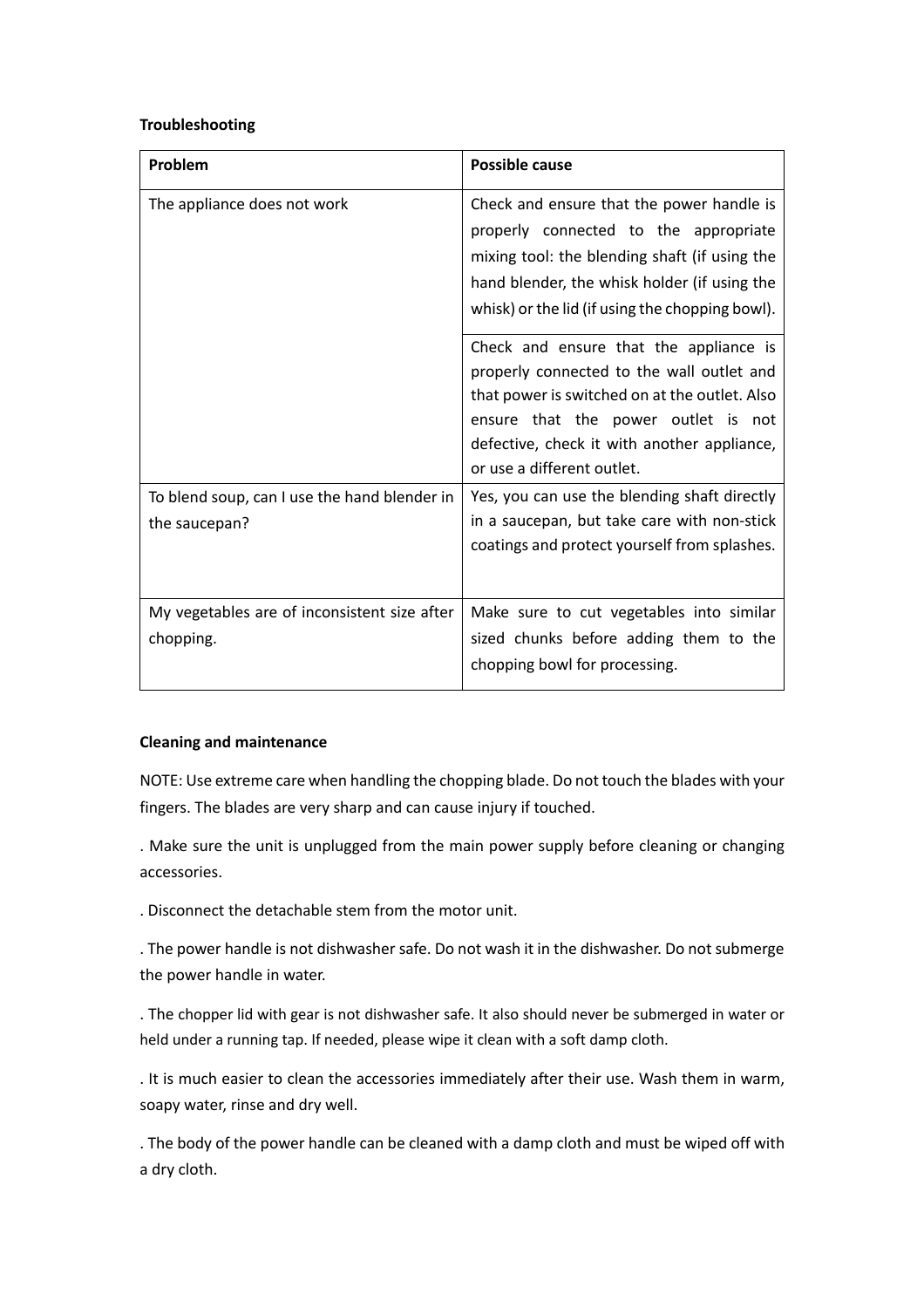**Troubleshooting**

| Problem | Possible cause |
|---|---|
| The appliance does not work | Check and ensure that the power handle is properly connected to the appropriate mixing tool: the blending shaft (if using the hand blender, the whisk holder (if using the whisk) or the lid (if using the chopping bowl). |
| | Check and ensure that the appliance is properly connected to the wall outlet and that power is switched on at the outlet. Also ensure that the power outlet is not defective, check it with another appliance, or use a different outlet. |
| To blend soup, can I use the hand blender in the saucepan? | Yes, you can use the blending shaft directly in a saucepan, but take care with non-stick coatings and protect yourself from splashes. |
| My vegetables are of inconsistent size after chopping. | Make sure to cut vegetables into similar sized chunks before adding them to the chopping bowl for processing. |

**Cleaning and maintenance**

NOTE: Use extreme care when handling the chopping blade. Do not touch the blades with your fingers. The blades are very sharp and can cause injury if touched.

. Make sure the unit is unplugged from the main power supply before cleaning or changing accessories.

. Disconnect the detachable stem from the motor unit.

. The power handle is not dishwasher safe. Do not wash it in the dishwasher. Do not submerge the power handle in water.

. The chopper lid with gear is not dishwasher safe. It also should never be submerged in water or held under a running tap. If needed, please wipe it clean with a soft damp cloth.

. It is much easier to clean the accessories immediately after their use. Wash them in warm, soapy water, rinse and dry well.

. The body of the power handle can be cleaned with a damp cloth and must be wiped off with a dry cloth.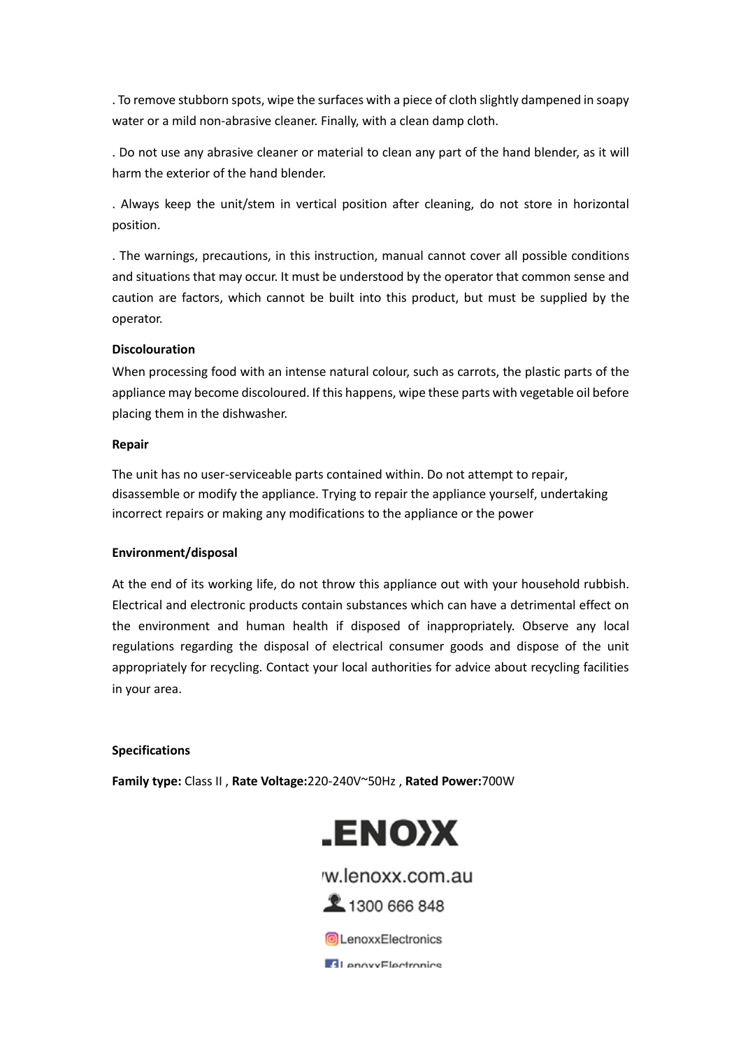. To remove stubborn spots, wipe the surfaces with a piece of cloth slightly dampened in soapy water or a mild non-abrasive cleaner. Finally, with a clean damp cloth.

. Do not use any abrasive cleaner or material to clean any part of the hand blender, as it will harm the exterior of the hand blender.

. Always keep the unit/stem in vertical position after cleaning, do not store in horizontal position.

. The warnings, precautions, in this instruction, manual cannot cover all possible conditions and situations that may occur. It must be understood by the operator that common sense and caution are factors, which cannot be built into this product, but must be supplied by the operator.

**Discolouration**

When processing food with an intense natural colour, such as carrots, the plastic parts of the appliance may become discoloured. If this happens, wipe these parts with vegetable oil before placing them in the dishwasher.

**Repair**

The unit has no user-serviceable parts contained within. Do not attempt to repair, disassemble or modify the appliance. Trying to repair the appliance yourself, undertaking incorrect repairs or making any modifications to the appliance or the power

**Environment/disposal**

At the end of its working life, do not throw this appliance out with your household rubbish. Electrical and electronic products contain substances which can have a detrimental effect on the environment and human health if disposed of inappropriately. Observe any local regulations regarding the disposal of electrical consumer goods and dispose of the unit appropriately for recycling. Contact your local authorities for advice about recycling facilities in your area.

**Specifications**

**Family type:** Class II , **Rate Voltage:**220-240V~50Hz , **Rated Power:**700W

.ENOXX

w.lenoxx.com.au

1300 666 848

LenoxxElectronics

LenoxxElectronics